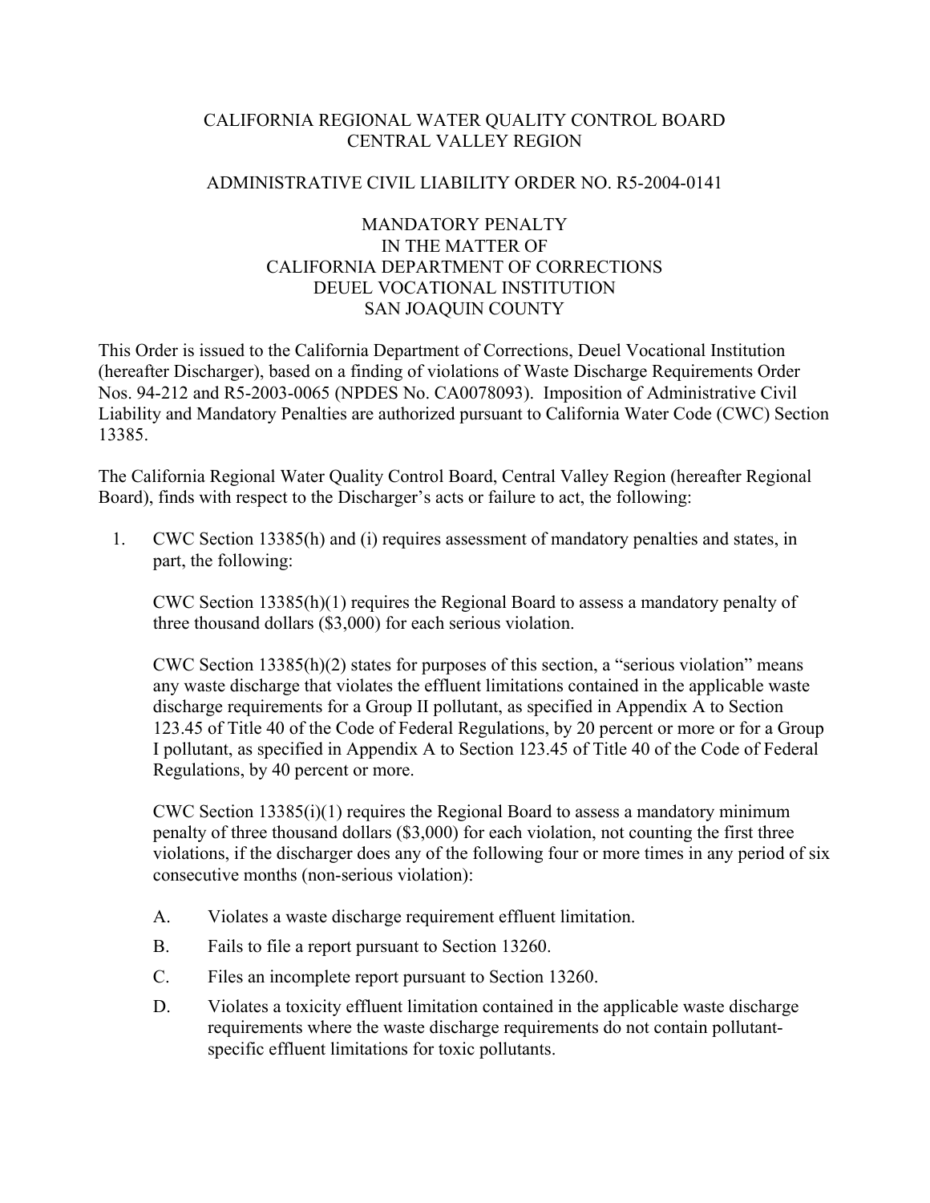# CALIFORNIA REGIONAL WATER QUALITY CONTROL BOARD
# CENTRAL VALLEY REGION

## ADMINISTRATIVE CIVIL LIABILITY ORDER NO. R5-2004-0141

## MANDATORY PENALTY
## IN THE MATTER OF
## CALIFORNIA DEPARTMENT OF CORRECTIONS
## DEUEL VOCATIONAL INSTITUTION
## SAN JOAQUIN COUNTY

This Order is issued to the California Department of Corrections, Deuel Vocational Institution (hereafter Discharger), based on a finding of violations of Waste Discharge Requirements Order Nos. 94-212 and R5-2003-0065 (NPDES No. CA0078093). Imposition of Administrative Civil Liability and Mandatory Penalties are authorized pursuant to California Water Code (CWC) Section 13385.

The California Regional Water Quality Control Board, Central Valley Region (hereafter Regional Board), finds with respect to the Discharger's acts or failure to act, the following:

1. CWC Section 13385(h) and (i) requires assessment of mandatory penalties and states, in part, the following:

   CWC Section 13385(h)(1) requires the Regional Board to assess a mandatory penalty of three thousand dollars ($3,000) for each serious violation.

   CWC Section 13385(h)(2) states for purposes of this section, a "serious violation" means any waste discharge that violates the effluent limitations contained in the applicable waste discharge requirements for a Group II pollutant, as specified in Appendix A to Section 123.45 of Title 40 of the Code of Federal Regulations, by 20 percent or more or for a Group I pollutant, as specified in Appendix A to Section 123.45 of Title 40 of the Code of Federal Regulations, by 40 percent or more.

   CWC Section 13385(i)(1) requires the Regional Board to assess a mandatory minimum penalty of three thousand dollars ($3,000) for each violation, not counting the first three violations, if the discharger does any of the following four or more times in any period of six consecutive months (non-serious violation):

   A. Violates a waste discharge requirement effluent limitation.

   B. Fails to file a report pursuant to Section 13260.

   C. Files an incomplete report pursuant to Section 13260.

   D. Violates a toxicity effluent limitation contained in the applicable waste discharge requirements where the waste discharge requirements do not contain pollutant-specific effluent limitations for toxic pollutants.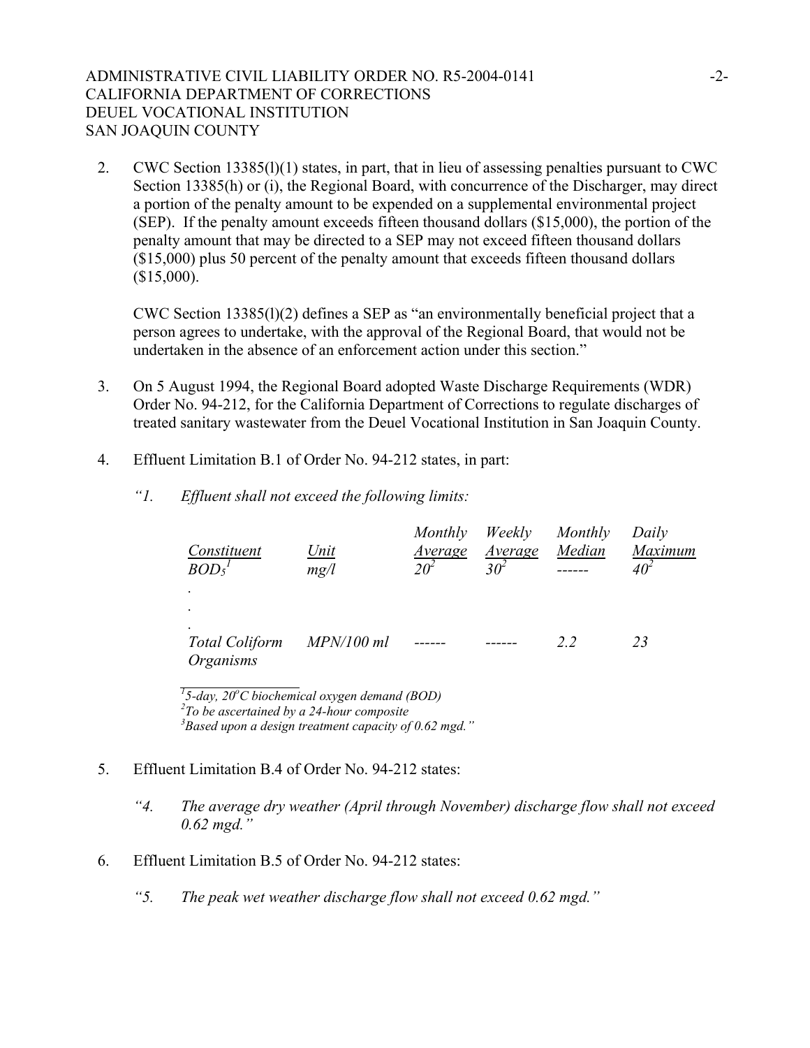2. CWC Section 13385(l)(1) states, in part, that in lieu of assessing penalties pursuant to CWC Section 13385(h) or (i), the Regional Board, with concurrence of the Discharger, may direct a portion of the penalty amount to be expended on a supplemental environmental project (SEP). If the penalty amount exceeds fifteen thousand dollars ($15,000), the portion of the penalty amount that may be directed to a SEP may not exceed fifteen thousand dollars ($15,000) plus 50 percent of the penalty amount that exceeds fifteen thousand dollars ($15,000).

   CWC Section 13385(l)(2) defines a SEP as "an environmentally beneficial project that a person agrees to undertake, with the approval of the Regional Board, that would not be undertaken in the absence of an enforcement action under this section."

3. On 5 August 1994, the Regional Board adopted Waste Discharge Requirements (WDR) Order No. 94-212, for the California Department of Corrections to regulate discharges of treated sanitary wastewater from the Deuel Vocational Institution in San Joaquin County.

4. Effluent Limitation B.1 of Order No. 94-212 states, in part:

   *"1. Effluent shall not exceed the following limits:*

| *Constituent* | *Unit* | *Monthly Average* | *Weekly Average* | *Monthly Median* | *Daily Maximum* |
|---|---|---|---|---|---|
| *$BOD_5$*[1] | *mg/l* | *20*[2] | *30*[2] | ------ | *40*[2] |
| . | | | | | |
| . | | | | | |
| . | | | | | |
| *Total Coliform Organisms* | *MPN/100 ml* | ------ | ------ | *2.2* | *23* |

   *[1]5-day, 20°C biochemical oxygen demand (BOD)*
   *[2]To be ascertained by a 24-hour composite*
   *[3]Based upon a design treatment capacity of 0.62 mgd."*

5. Effluent Limitation B.4 of Order No. 94-212 states:

   *"4. The average dry weather (April through November) discharge flow shall not exceed 0.62 mgd."*

6. Effluent Limitation B.5 of Order No. 94-212 states:

   *"5. The peak wet weather discharge flow shall not exceed 0.62 mgd."*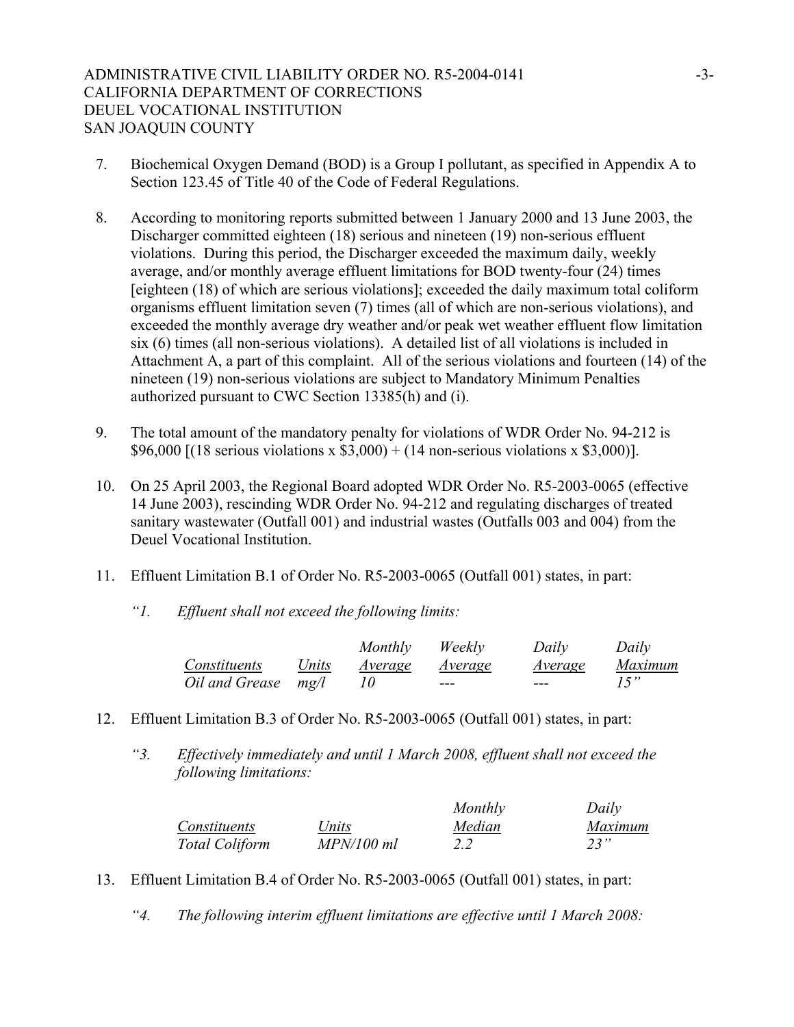7. Biochemical Oxygen Demand (BOD) is a Group I pollutant, as specified in Appendix A to Section 123.45 of Title 40 of the Code of Federal Regulations.

8. According to monitoring reports submitted between 1 January 2000 and 13 June 2003, the Discharger committed eighteen (18) serious and nineteen (19) non-serious effluent violations. During this period, the Discharger exceeded the maximum daily, weekly average, and/or monthly average effluent limitations for BOD twenty-four (24) times [eighteen (18) of which are serious violations]; exceeded the daily maximum total coliform organisms effluent limitation seven (7) times (all of which are non-serious violations), and exceeded the monthly average dry weather and/or peak wet weather effluent flow limitation six (6) times (all non-serious violations). A detailed list of all violations is included in Attachment A, a part of this complaint. All of the serious violations and fourteen (14) of the nineteen (19) non-serious violations are subject to Mandatory Minimum Penalties authorized pursuant to CWC Section 13385(h) and (i).

9. The total amount of the mandatory penalty for violations of WDR Order No. 94-212 is $96,000 [(18 serious violations x $3,000) + (14 non-serious violations x $3,000)].

10. On 25 April 2003, the Regional Board adopted WDR Order No. R5-2003-0065 (effective 14 June 2003), rescinding WDR Order No. 94-212 and regulating discharges of treated sanitary wastewater (Outfall 001) and industrial wastes (Outfalls 003 and 004) from the Deuel Vocational Institution.

11. Effluent Limitation B.1 of Order No. R5-2003-0065 (Outfall 001) states, in part:

    *"1. Effluent shall not exceed the following limits:*

| *Constituents* | *Units* | *Monthly Average* | *Weekly Average* | *Daily Average* | *Daily Maximum* |
|---|---|---|---|---|---|
| *Oil and Grease* | *mg/l* | *10* | *---* | *---* | *15"* |

12. Effluent Limitation B.3 of Order No. R5-2003-0065 (Outfall 001) states, in part:

    *"3. Effectively immediately and until 1 March 2008, effluent shall not exceed the following limitations:*

| *Constituents* | *Units* | *Monthly Median* | *Daily Maximum* |
|---|---|---|---|
| *Total Coliform* | *MPN/100 ml* | *2.2* | *23"* |

13. Effluent Limitation B.4 of Order No. R5-2003-0065 (Outfall 001) states, in part:

    *"4. The following interim effluent limitations are effective until 1 March 2008:*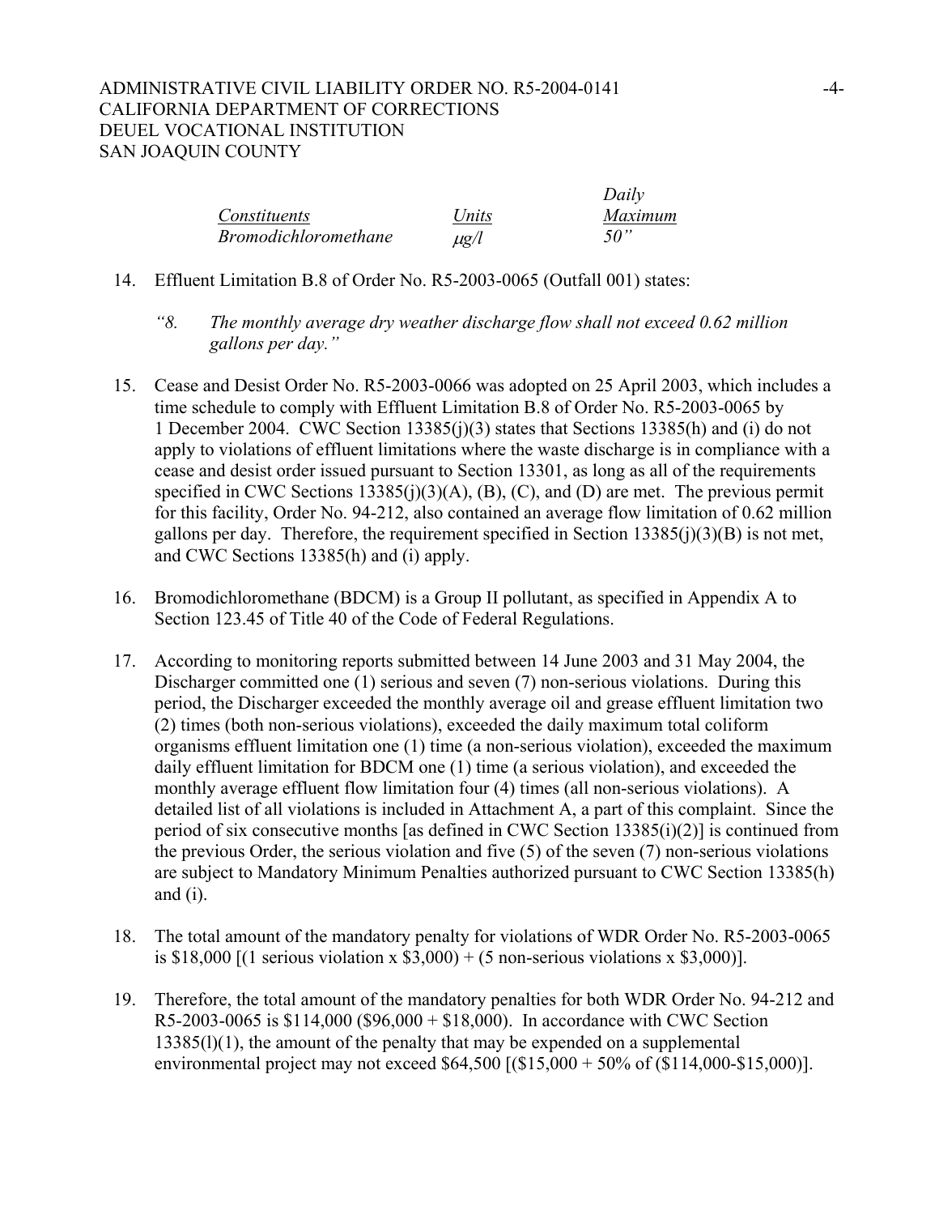| *Constituents* | *Units* | *Daily Maximum* |
|---|---|---|
| *Bromodichloromethane* | *μg/l* | *50"* |

14. Effluent Limitation B.8 of Order No. R5-2003-0065 (Outfall 001) states:

    *"8. The monthly average dry weather discharge flow shall not exceed 0.62 million gallons per day."*

15. Cease and Desist Order No. R5-2003-0066 was adopted on 25 April 2003, which includes a time schedule to comply with Effluent Limitation B.8 of Order No. R5-2003-0065 by 1 December 2004. CWC Section 13385(j)(3) states that Sections 13385(h) and (i) do not apply to violations of effluent limitations where the waste discharge is in compliance with a cease and desist order issued pursuant to Section 13301, as long as all of the requirements specified in CWC Sections 13385(j)(3)(A), (B), (C), and (D) are met. The previous permit for this facility, Order No. 94-212, also contained an average flow limitation of 0.62 million gallons per day. Therefore, the requirement specified in Section 13385(j)(3)(B) is not met, and CWC Sections 13385(h) and (i) apply.

16. Bromodichloromethane (BDCM) is a Group II pollutant, as specified in Appendix A to Section 123.45 of Title 40 of the Code of Federal Regulations.

17. According to monitoring reports submitted between 14 June 2003 and 31 May 2004, the Discharger committed one (1) serious and seven (7) non-serious violations. During this period, the Discharger exceeded the monthly average oil and grease effluent limitation two (2) times (both non-serious violations), exceeded the daily maximum total coliform organisms effluent limitation one (1) time (a non-serious violation), exceeded the maximum daily effluent limitation for BDCM one (1) time (a serious violation), and exceeded the monthly average effluent flow limitation four (4) times (all non-serious violations). A detailed list of all violations is included in Attachment A, a part of this complaint. Since the period of six consecutive months [as defined in CWC Section 13385(i)(2)] is continued from the previous Order, the serious violation and five (5) of the seven (7) non-serious violations are subject to Mandatory Minimum Penalties authorized pursuant to CWC Section 13385(h) and (i).

18. The total amount of the mandatory penalty for violations of WDR Order No. R5-2003-0065 is $18,000 [(1 serious violation x $3,000) + (5 non-serious violations x $3,000)].

19. Therefore, the total amount of the mandatory penalties for both WDR Order No. 94-212 and R5-2003-0065 is $114,000 ($96,000 + $18,000). In accordance with CWC Section 13385(l)(1), the amount of the penalty that may be expended on a supplemental environmental project may not exceed $64,500 [($15,000 + 50% of ($114,000-$15,000)].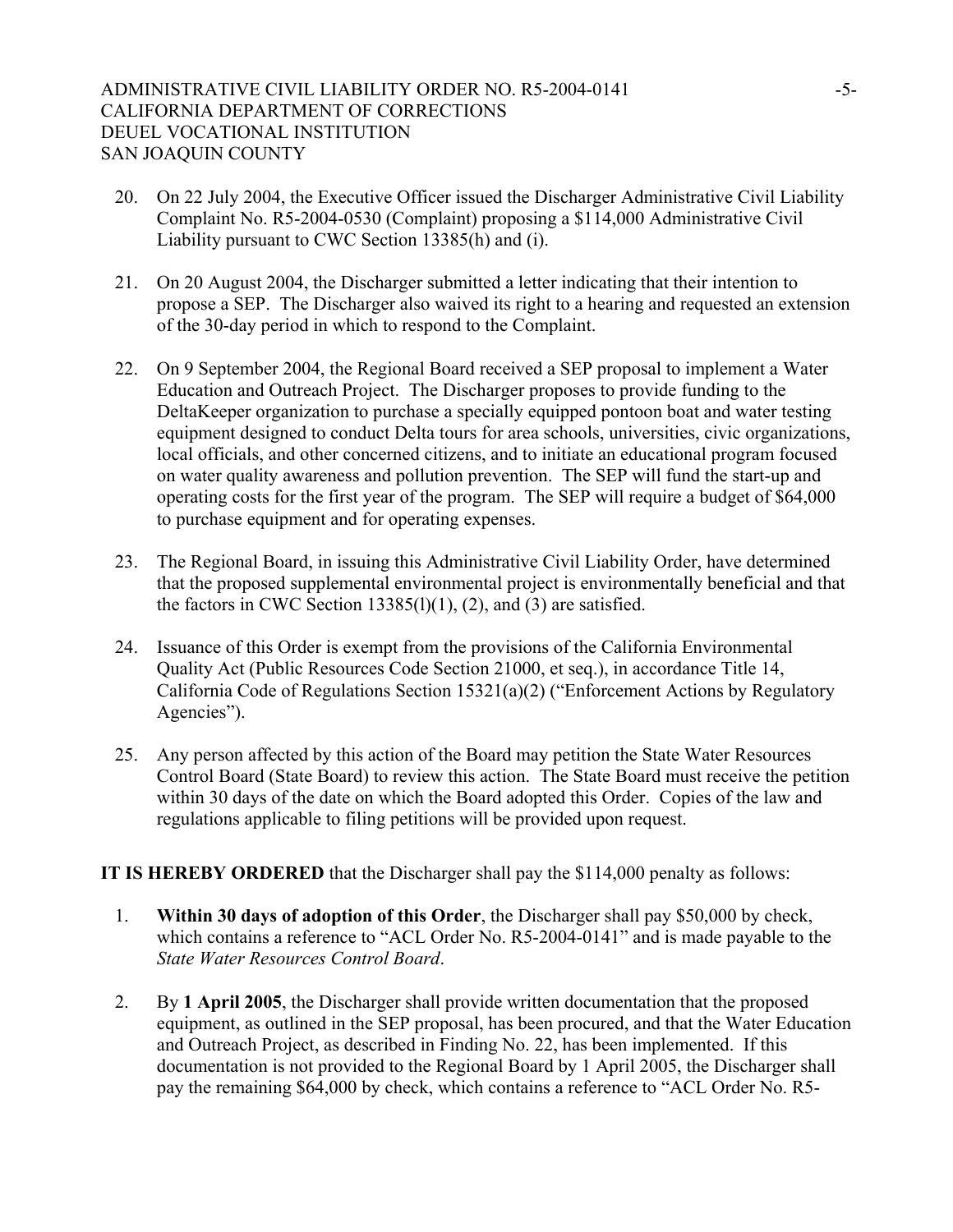20. On 22 July 2004, the Executive Officer issued the Discharger Administrative Civil Liability Complaint No. R5-2004-0530 (Complaint) proposing a $114,000 Administrative Civil Liability pursuant to CWC Section 13385(h) and (i).

21. On 20 August 2004, the Discharger submitted a letter indicating that their intention to propose a SEP. The Discharger also waived its right to a hearing and requested an extension of the 30-day period in which to respond to the Complaint.

22. On 9 September 2004, the Regional Board received a SEP proposal to implement a Water Education and Outreach Project. The Discharger proposes to provide funding to the DeltaKeeper organization to purchase a specially equipped pontoon boat and water testing equipment designed to conduct Delta tours for area schools, universities, civic organizations, local officials, and other concerned citizens, and to initiate an educational program focused on water quality awareness and pollution prevention. The SEP will fund the start-up and operating costs for the first year of the program. The SEP will require a budget of $64,000 to purchase equipment and for operating expenses.

23. The Regional Board, in issuing this Administrative Civil Liability Order, have determined that the proposed supplemental environmental project is environmentally beneficial and that the factors in CWC Section 13385(l)(1), (2), and (3) are satisfied.

24. Issuance of this Order is exempt from the provisions of the California Environmental Quality Act (Public Resources Code Section 21000, et seq.), in accordance Title 14, California Code of Regulations Section 15321(a)(2) ("Enforcement Actions by Regulatory Agencies").

25. Any person affected by this action of the Board may petition the State Water Resources Control Board (State Board) to review this action. The State Board must receive the petition within 30 days of the date on which the Board adopted this Order. Copies of the law and regulations applicable to filing petitions will be provided upon request.

**IT IS HEREBY ORDERED** that the Discharger shall pay the $114,000 penalty as follows:

1. **Within 30 days of adoption of this Order**, the Discharger shall pay $50,000 by check, which contains a reference to "ACL Order No. R5-2004-0141" and is made payable to the *State Water Resources Control Board*.

2. By **1 April 2005**, the Discharger shall provide written documentation that the proposed equipment, as outlined in the SEP proposal, has been procured, and that the Water Education and Outreach Project, as described in Finding No. 22, has been implemented. If this documentation is not provided to the Regional Board by 1 April 2005, the Discharger shall pay the remaining $64,000 by check, which contains a reference to "ACL Order No. R5-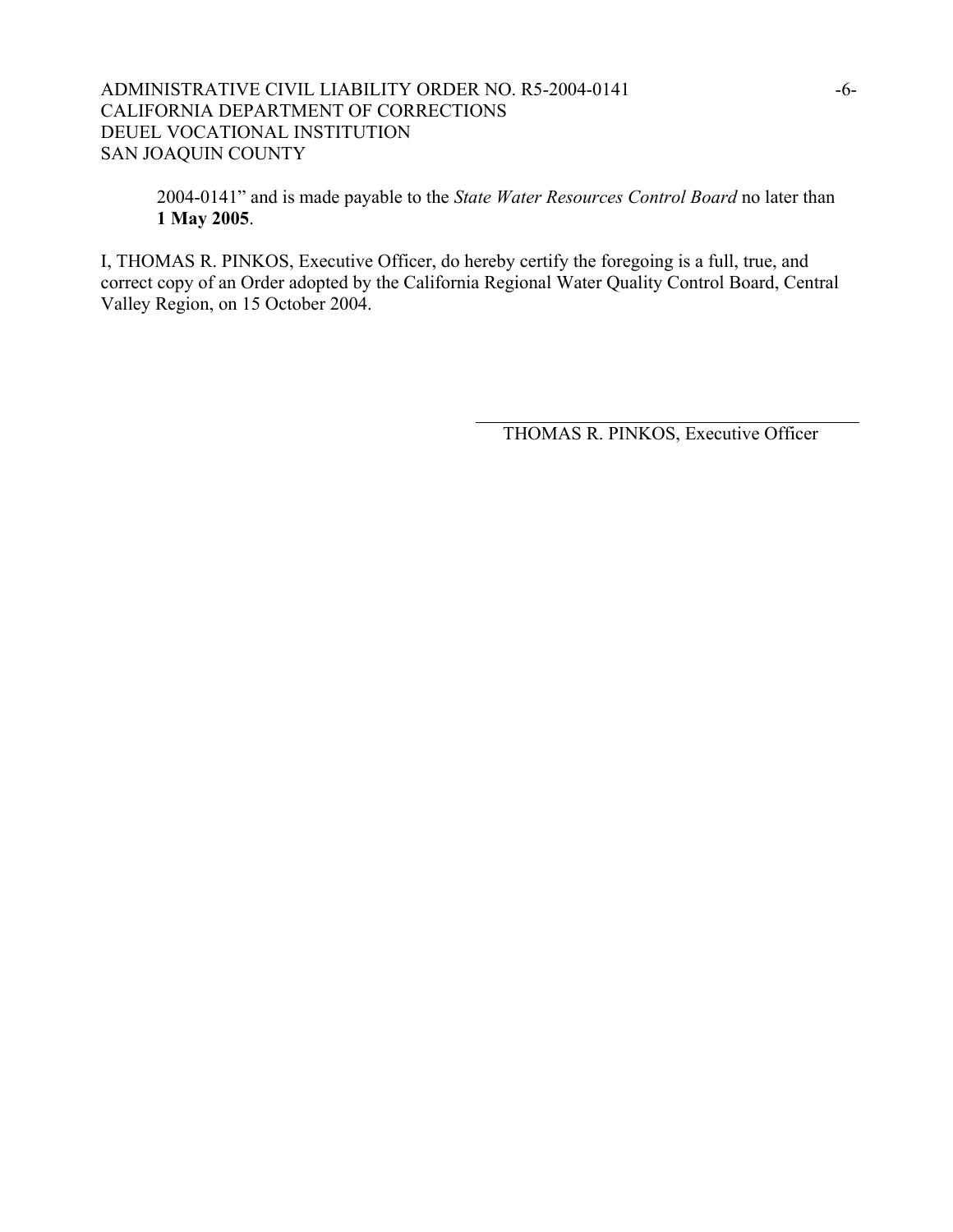2004-0141" and is made payable to the *State Water Resources Control Board* no later than **1 May 2005**.

I, THOMAS R. PINKOS, Executive Officer, do hereby certify the foregoing is a full, true, and correct copy of an Order adopted by the California Regional Water Quality Control Board, Central Valley Region, on 15 October 2004.

\_\_\_\_\_\_\_\_\_\_\_\_\_\_\_\_\_\_\_\_\_\_\_\_\_\_\_\_\_\_\_\_\_\_\_\_

THOMAS R. PINKOS, Executive Officer